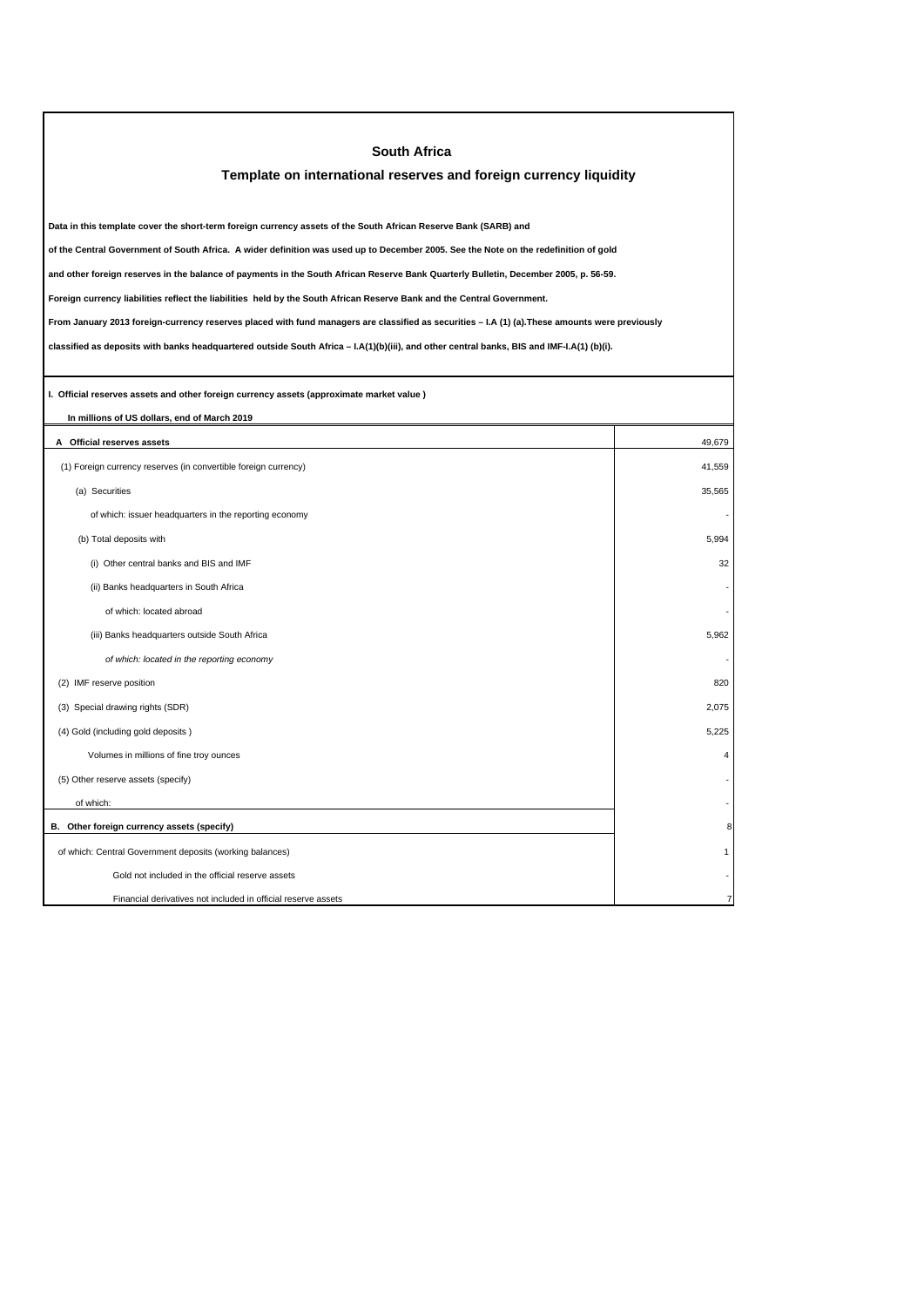# South Africa

## Template on international reserves and foreign currency liquidity

**Data in this template cover the short-term foreign currency assets of the South African Reserve Bank (SARB) and**

**of the Central Government of South Africa. A wider definition was used up to December 2005. See the Note on the redefinition of gold**

**and other foreign reserves in the balance of payments in the South African Reserve Bank Quarterly Bulletin, December 2005, p. 56-59.**

**Foreign currency liabilities reflect the liabilities held by the South African Reserve Bank and the Central Government.**

**From January 2013 foreign-currency reserves placed with fund managers are classified as securities – I.A (1) (a).These amounts were previously**

**classified as deposits with banks headquartered outside South Africa – I.A(1)(b)(iii), and other central banks, BIS and IMF-I.A(1) (b)(i).**

**I. Official reserves assets and other foreign currency assets (approximate market value )**

**In millions of US dollars, end of March 2019**

| | |
|---|---|
| **A Official reserves assets** | 49,679 |
| (1) Foreign currency reserves (in convertible foreign currency) | 41,559 |
| (a) Securities | 35,565 |
| of which: issuer headquarters in the reporting economy | - |
| (b) Total deposits with | 5,994 |
| (i) Other central banks and BIS and IMF | 32 |
| (ii) Banks headquarters in South Africa | - |
| of which: located abroad | - |
| (iii) Banks headquarters outside South Africa | 5,962 |
| *of which: located in the reporting economy* | - |
| (2) IMF reserve position | 820 |
| (3) Special drawing rights (SDR) | 2,075 |
| (4) Gold (including gold deposits ) | 5,225 |
| Volumes in millions of fine troy ounces | 4 |
| (5) Other reserve assets (specify) | - |
| of which: | - |
| **B. Other foreign currency assets (specify)** | 8 |
| of which: Central Government deposits (working balances) | 1 |
| Gold not included in the official reserve assets | - |
| Financial derivatives not included in official reserve assets | 7 |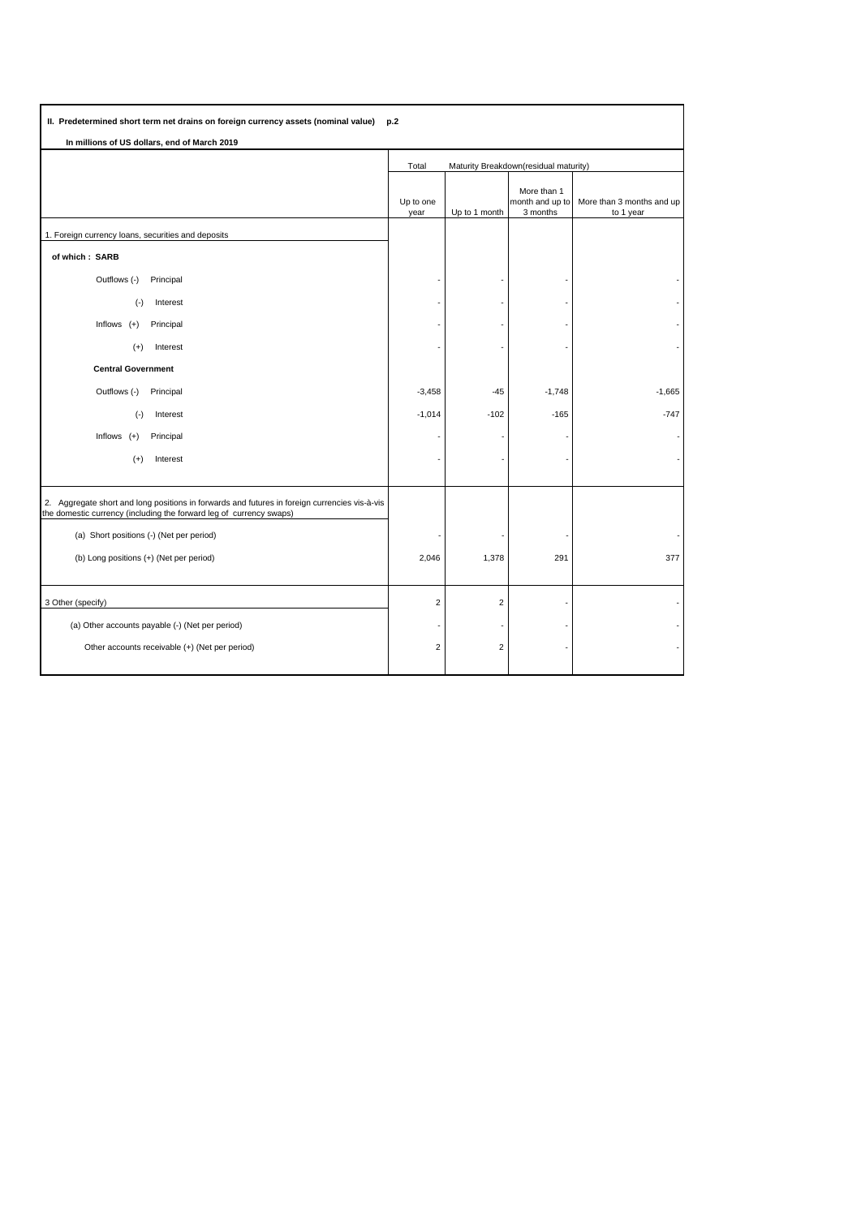**II. Predetermined short term net drains on foreign currency assets (nominal value) p.2**

**In millions of US dollars, end of March 2019**

| | Total | Maturity Breakdown(residual maturity) | | |
|---|---|---|---|---|
| | Up to one year | Up to 1 month | More than 1 month and up to 3 months | More than 3 months and up to 1 year |
| 1. Foreign currency loans, securities and deposits | | | | |
| **of which : SARB** | | | | |
| Outflows (-) Principal | - | - | - | - |
| (-) Interest | - | - | - | - |
| Inflows (+) Principal | - | - | - | - |
| (+) Interest | - | - | - | - |
| **Central Government** | | | | |
| Outflows (-) Principal | -3,458 | -45 | -1,748 | -1,665 |
| (-) Interest | -1,014 | -102 | -165 | -747 |
| Inflows (+) Principal | - | - | - | - |
| (+) Interest | - | - | - | - |
| 2. Aggregate short and long positions in forwards and futures in foreign currencies vis-à-vis the domestic currency (including the forward leg of currency swaps) | | | | |
| (a) Short positions (-) (Net per period) | - | - | - | - |
| (b) Long positions (+) (Net per period) | 2,046 | 1,378 | 291 | 377 |
| 3 Other (specify) | 2 | 2 | - | - |
| (a) Other accounts payable (-) (Net per period) | - | - | - | - |
| Other accounts receivable (+) (Net per period) | 2 | 2 | - | - |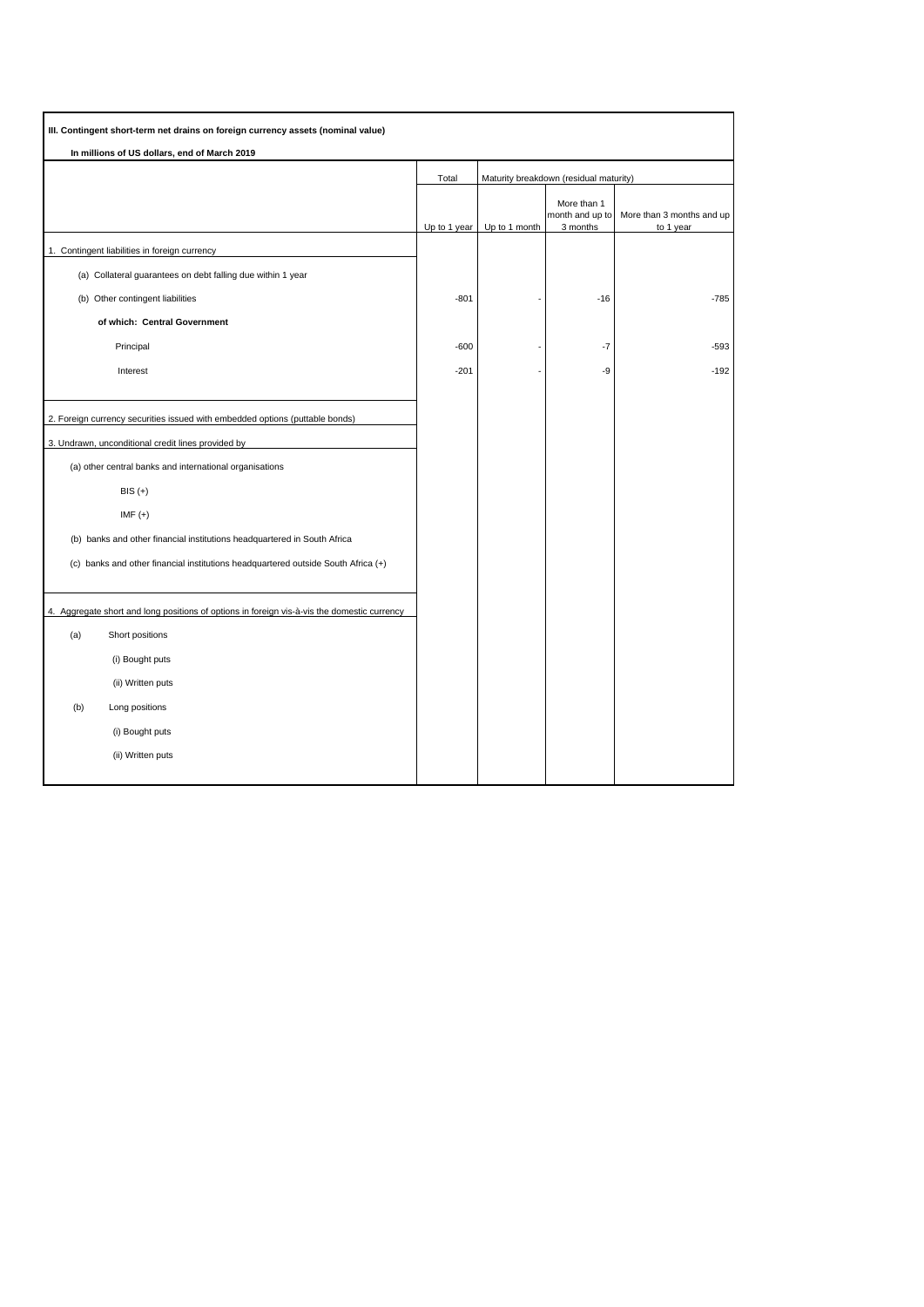**III. Contingent short-term net drains on foreign currency assets (nominal value)**

**In millions of US dollars, end of March 2019**

| | Total | Maturity breakdown (residual maturity) | | |
|---|---|---|---|---|
| | Up to 1 year | Up to 1 month | More than 1 month and up to 3 months | More than 3 months and up to 1 year |
| 1. Contingent liabilities in foreign currency | | | | |
| (a) Collateral guarantees on debt falling due within 1 year | | | | |
| (b) Other contingent liabilities | -801 | - | -16 | -785 |
| **of which: Central Government** | | | | |
| Principal | -600 | - | -7 | -593 |
| Interest | -201 | - | -9 | -192 |
| 2. Foreign currency securities issued with embedded options (puttable bonds) | | | | |
| 3. Undrawn, unconditional credit lines provided by | | | | |
| (a) other central banks and international organisations | | | | |
| BIS (+) | | | | |
| IMF (+) | | | | |
| (b) banks and other financial institutions headquartered in South Africa | | | | |
| (c) banks and other financial institutions headquartered outside South Africa (+) | | | | |
| 4. Aggregate short and long positions of options in foreign vis-à-vis the domestic currency | | | | |
| (a) Short positions | | | | |
| (i) Bought puts | | | | |
| (ii) Written puts | | | | |
| (b) Long positions | | | | |
| (i) Bought puts | | | | |
| (ii) Written puts | | | | |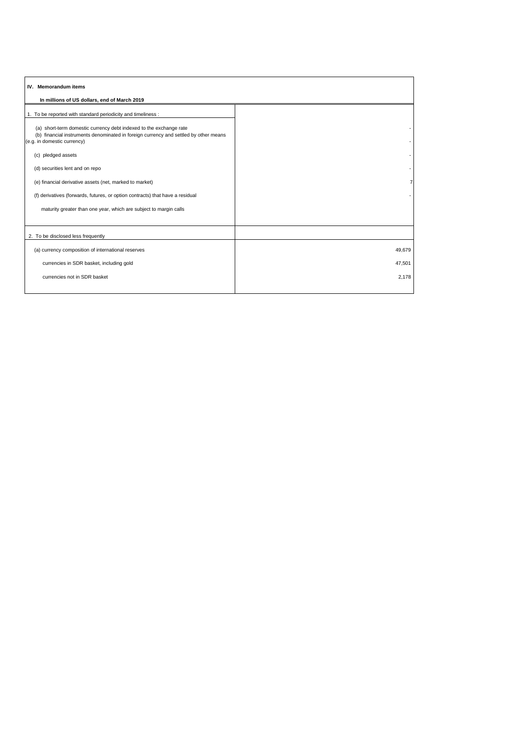| **IV. Memorandum items** | |
|---|---|
| **In millions of US dollars, end of March 2019** | |
| 1. To be reported with standard periodicity and timeliness : | |
| (a) short-term domestic currency debt indexed to the exchange rate | - |
| (b) financial instruments denominated in foreign currency and settled by other means (e.g. in domestic currency) | - |
| (c) pledged assets | - |
| (d) securities lent and on repo | - |
| (e) financial derivative assets (net, marked to market) | 7 |
| (f) derivatives (forwards, futures, or option contracts) that have a residual | - |
| maturity greater than one year, which are subject to margin calls | |
| 2. To be disclosed less frequently | |
| (a) currency composition of international reserves | 49,679 |
| currencies in SDR basket, including gold | 47,501 |
| currencies not in SDR basket | 2,178 |